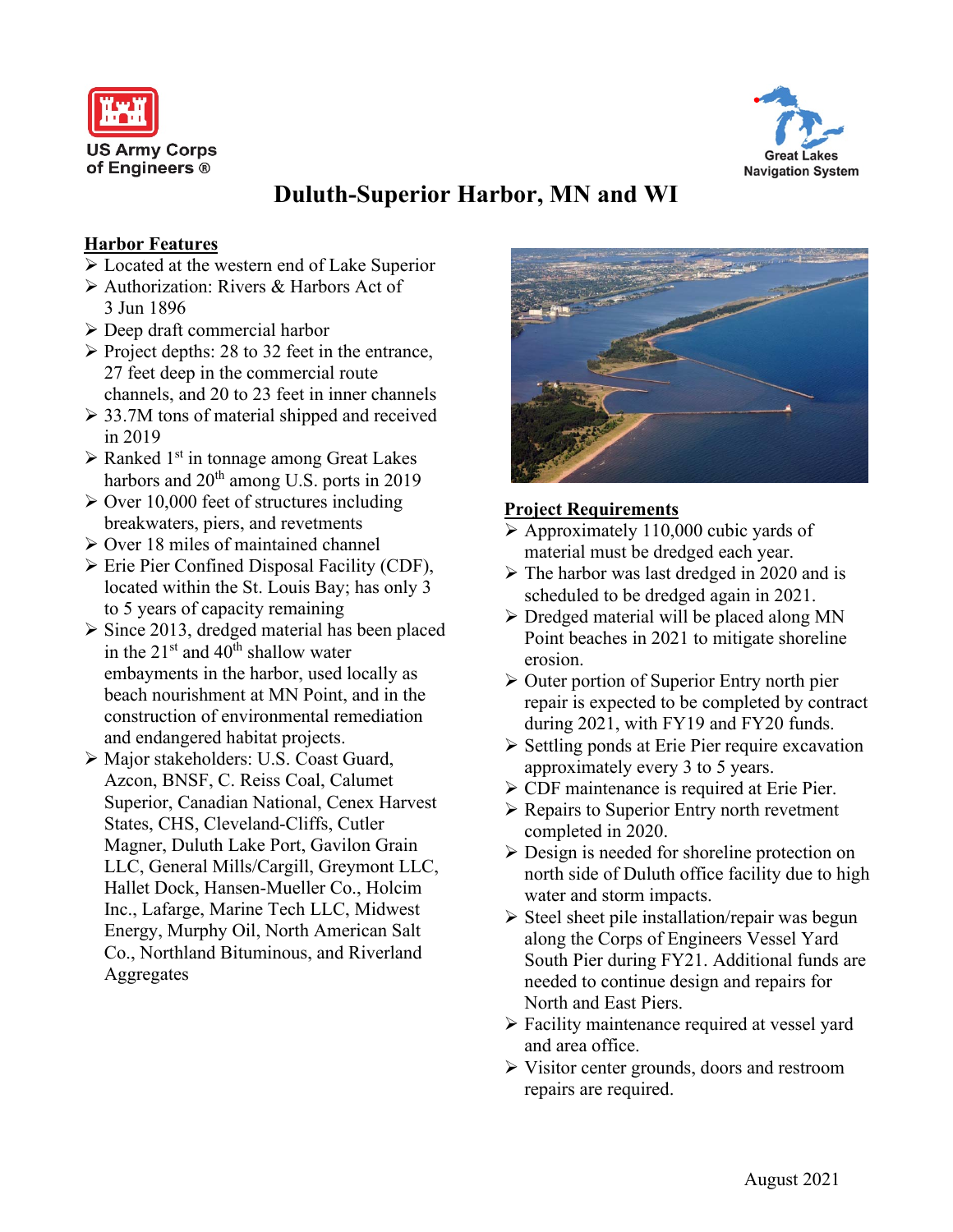US Army Corps of Engineers ®

Great Lakes Navigation System

# Duluth-Superior Harbor, MN and WI

## Harbor Features

- Located at the western end of Lake Superior
- Authorization: Rivers & Harbors Act of 3 Jun 1896
- Deep draft commercial harbor
- Project depths: 28 to 32 feet in the entrance, 27 feet deep in the commercial route channels, and 20 to 23 feet in inner channels
- 33.7M tons of material shipped and received in 2019
- Ranked 1st in tonnage among Great Lakes harbors and 20th among U.S. ports in 2019
- Over 10,000 feet of structures including breakwaters, piers, and revetments
- Over 18 miles of maintained channel
- Erie Pier Confined Disposal Facility (CDF), located within the St. Louis Bay; has only 3 to 5 years of capacity remaining
- Since 2013, dredged material has been placed in the 21st and 40th shallow water embayments in the harbor, used locally as beach nourishment at MN Point, and in the construction of environmental remediation and endangered habitat projects.
- Major stakeholders: U.S. Coast Guard, Azcon, BNSF, C. Reiss Coal, Calumet Superior, Canadian National, Cenex Harvest States, CHS, Cleveland-Cliffs, Cutler Magner, Duluth Lake Port, Gavilon Grain LLC, General Mills/Cargill, Greymont LLC, Hallet Dock, Hansen-Mueller Co., Holcim Inc., Lafarge, Marine Tech LLC, Midwest Energy, Murphy Oil, North American Salt Co., Northland Bituminous, and Riverland Aggregates

## Project Requirements

- Approximately 110,000 cubic yards of material must be dredged each year.
- The harbor was last dredged in 2020 and is scheduled to be dredged again in 2021.
- Dredged material will be placed along MN Point beaches in 2021 to mitigate shoreline erosion.
- Outer portion of Superior Entry north pier repair is expected to be completed by contract during 2021, with FY19 and FY20 funds.
- Settling ponds at Erie Pier require excavation approximately every 3 to 5 years.
- CDF maintenance is required at Erie Pier.
- Repairs to Superior Entry north revetment completed in 2020.
- Design is needed for shoreline protection on north side of Duluth office facility due to high water and storm impacts.
- Steel sheet pile installation/repair was begun along the Corps of Engineers Vessel Yard South Pier during FY21. Additional funds are needed to continue design and repairs for North and East Piers.
- Facility maintenance required at vessel yard and area office.
- Visitor center grounds, doors and restroom repairs are required.

August 2021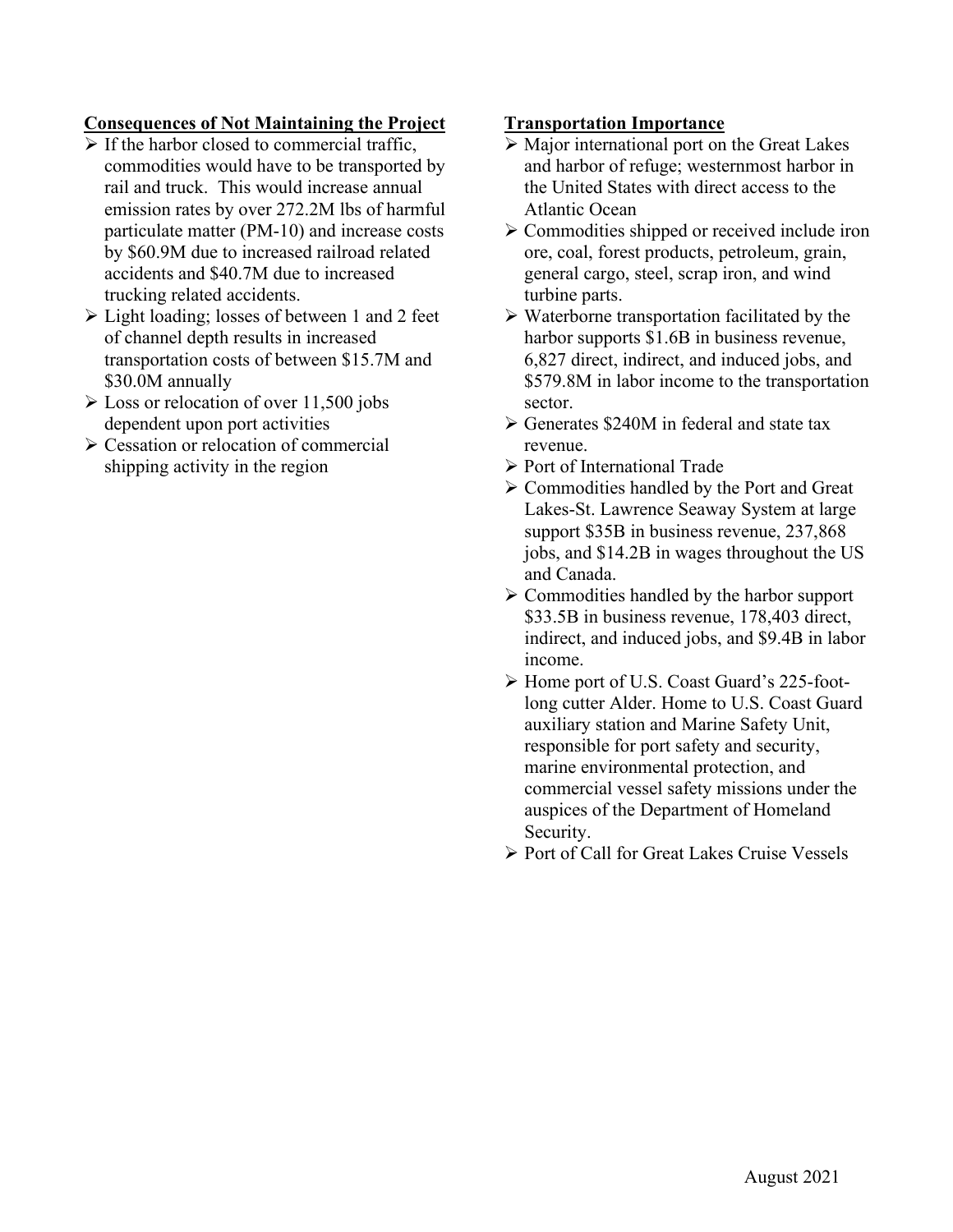**Consequences of Not Maintaining the Project**

- If the harbor closed to commercial traffic, commodities would have to be transported by rail and truck. This would increase annual emission rates by over 272.2M lbs of harmful particulate matter (PM-10) and increase costs by $60.9M due to increased railroad related accidents and $40.7M due to increased trucking related accidents.
- Light loading; losses of between 1 and 2 feet of channel depth results in increased transportation costs of between $15.7M and $30.0M annually
- Loss or relocation of over 11,500 jobs dependent upon port activities
- Cessation or relocation of commercial shipping activity in the region

**Transportation Importance**

- Major international port on the Great Lakes and harbor of refuge; westernmost harbor in the United States with direct access to the Atlantic Ocean
- Commodities shipped or received include iron ore, coal, forest products, petroleum, grain, general cargo, steel, scrap iron, and wind turbine parts.
- Waterborne transportation facilitated by the harbor supports $1.6B in business revenue, 6,827 direct, indirect, and induced jobs, and $579.8M in labor income to the transportation sector.
- Generates $240M in federal and state tax revenue.
- Port of International Trade
- Commodities handled by the Port and Great Lakes-St. Lawrence Seaway System at large support $35B in business revenue, 237,868 jobs, and $14.2B in wages throughout the US and Canada.
- Commodities handled by the harbor support $33.5B in business revenue, 178,403 direct, indirect, and induced jobs, and $9.4B in labor income.
- Home port of U.S. Coast Guard's 225-foot-long cutter Alder. Home to U.S. Coast Guard auxiliary station and Marine Safety Unit, responsible for port safety and security, marine environmental protection, and commercial vessel safety missions under the auspices of the Department of Homeland Security.
- Port of Call for Great Lakes Cruise Vessels

August 2021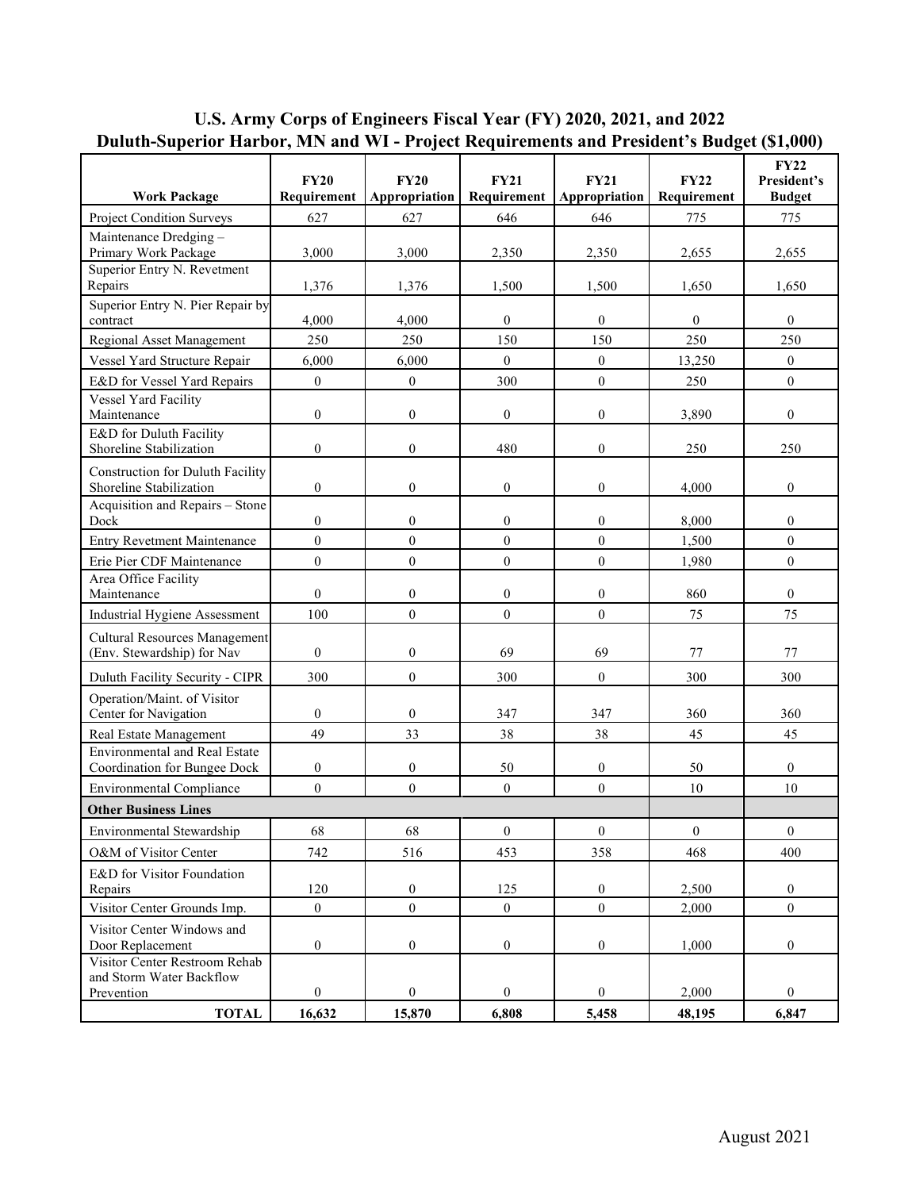# U.S. Army Corps of Engineers Fiscal Year (FY) 2020, 2021, and 2022
## Duluth-Superior Harbor, MN and WI - Project Requirements and President's Budget ($1,000)

| Work Package | FY20 Requirement | FY20 Appropriation | FY21 Requirement | FY21 Appropriation | FY22 Requirement | FY22 President's Budget |
|---|---|---|---|---|---|---|
| Project Condition Surveys | 627 | 627 | 646 | 646 | 775 | 775 |
| Maintenance Dredging – Primary Work Package | 3,000 | 3,000 | 2,350 | 2,350 | 2,655 | 2,655 |
| Superior Entry N. Revetment Repairs | 1,376 | 1,376 | 1,500 | 1,500 | 1,650 | 1,650 |
| Superior Entry N. Pier Repair by contract | 4,000 | 4,000 | 0 | 0 | 0 | 0 |
| Regional Asset Management | 250 | 250 | 150 | 150 | 250 | 250 |
| Vessel Yard Structure Repair | 6,000 | 6,000 | 0 | 0 | 13,250 | 0 |
| E&D for Vessel Yard Repairs | 0 | 0 | 300 | 0 | 250 | 0 |
| Vessel Yard Facility Maintenance | 0 | 0 | 0 | 0 | 3,890 | 0 |
| E&D for Duluth Facility Shoreline Stabilization | 0 | 0 | 480 | 0 | 250 | 250 |
| Construction for Duluth Facility Shoreline Stabilization | 0 | 0 | 0 | 0 | 4,000 | 0 |
| Acquisition and Repairs – Stone Dock | 0 | 0 | 0 | 0 | 8,000 | 0 |
| Entry Revetment Maintenance | 0 | 0 | 0 | 0 | 1,500 | 0 |
| Erie Pier CDF Maintenance | 0 | 0 | 0 | 0 | 1,980 | 0 |
| Area Office Facility Maintenance | 0 | 0 | 0 | 0 | 860 | 0 |
| Industrial Hygiene Assessment | 100 | 0 | 0 | 0 | 75 | 75 |
| Cultural Resources Management (Env. Stewardship) for Nav | 0 | 0 | 69 | 69 | 77 | 77 |
| Duluth Facility Security - CIPR | 300 | 0 | 300 | 0 | 300 | 300 |
| Operation/Maint. of Visitor Center for Navigation | 0 | 0 | 347 | 347 | 360 | 360 |
| Real Estate Management | 49 | 33 | 38 | 38 | 45 | 45 |
| Environmental and Real Estate Coordination for Bungee Dock | 0 | 0 | 50 | 0 | 50 | 0 |
| Environmental Compliance | 0 | 0 | 0 | 0 | 10 | 10 |
| **Other Business Lines** | | | | | | |
| Environmental Stewardship | 68 | 68 | 0 | 0 | 0 | 0 |
| O&M of Visitor Center | 742 | 516 | 453 | 358 | 468 | 400 |
| E&D for Visitor Foundation Repairs | 120 | 0 | 125 | 0 | 2,500 | 0 |
| Visitor Center Grounds Imp. | 0 | 0 | 0 | 0 | 2,000 | 0 |
| Visitor Center Windows and Door Replacement | 0 | 0 | 0 | 0 | 1,000 | 0 |
| Visitor Center Restroom Rehab and Storm Water Backflow Prevention | 0 | 0 | 0 | 0 | 2,000 | 0 |
| **TOTAL** | **16,632** | **15,870** | **6,808** | **5,458** | **48,195** | **6,847** |

August 2021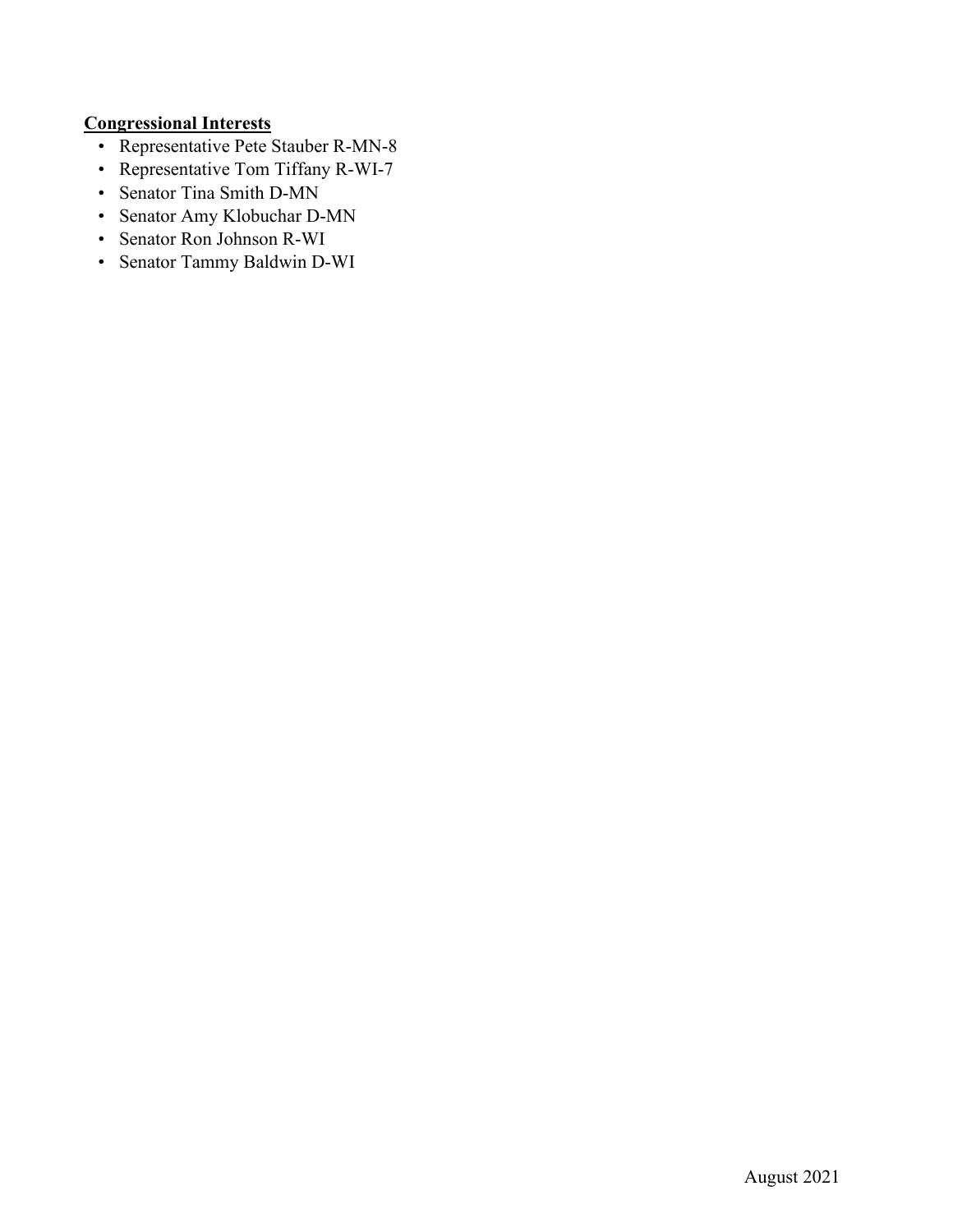**Congressional Interests**

- Representative Pete Stauber R-MN-8
- Representative Tom Tiffany R-WI-7
- Senator Tina Smith D-MN
- Senator Amy Klobuchar D-MN
- Senator Ron Johnson R-WI
- Senator Tammy Baldwin D-WI

August 2021